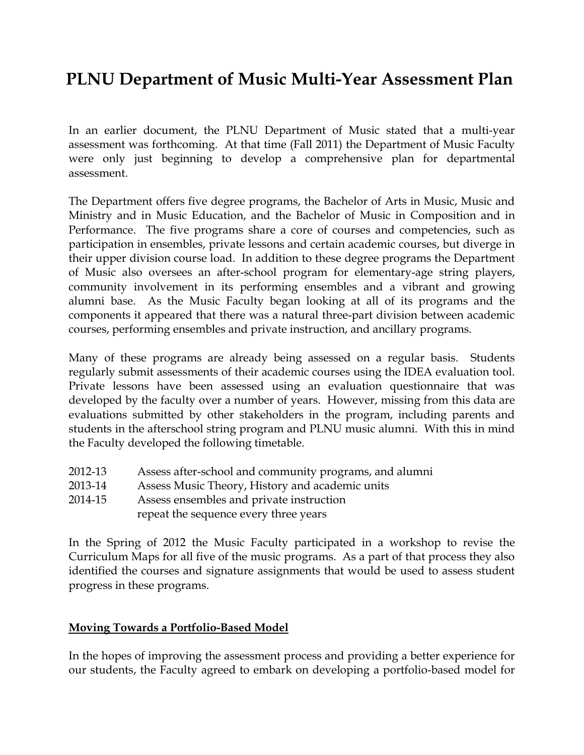# PLNU Department of Music Multi-Year Assessment Plan

In an earlier document, the PLNU Department of Music stated that a multi-year assessment was forthcoming. At that time (Fall 2011) the Department of Music Faculty were only just beginning to develop a comprehensive plan for departmental assessment.

The Department offers five degree programs, the Bachelor of Arts in Music, Music and Ministry and in Music Education, and the Bachelor of Music in Composition and in Performance. The five programs share a core of courses and competencies, such as participation in ensembles, private lessons and certain academic courses, but diverge in their upper division course load. In addition to these degree programs the Department of Music also oversees an after-school program for elementary-age string players, community involvement in its performing ensembles and a vibrant and growing alumni base. As the Music Faculty began looking at all of its programs and the components it appeared that there was a natural three-part division between academic courses, performing ensembles and private instruction, and ancillary programs.

Many of these programs are already being assessed on a regular basis. Students regularly submit assessments of their academic courses using the IDEA evaluation tool. Private lessons have been assessed using an evaluation questionnaire that was developed by the faculty over a number of years. However, missing from this data are evaluations submitted by other stakeholders in the program, including parents and students in the afterschool string program and PLNU music alumni. With this in mind the Faculty developed the following timetable.

| | |
|---|---|
| 2012-13 | Assess after-school and community programs, and alumni |
| 2013-14 | Assess Music Theory, History and academic units |
| 2014-15 | Assess ensembles and private instruction |
| | repeat the sequence every three years |

In the Spring of 2012 the Music Faculty participated in a workshop to revise the Curriculum Maps for all five of the music programs. As a part of that process they also identified the courses and signature assignments that would be used to assess student progress in these programs.

## Moving Towards a Portfolio-Based Model

In the hopes of improving the assessment process and providing a better experience for our students, the Faculty agreed to embark on developing a portfolio-based model for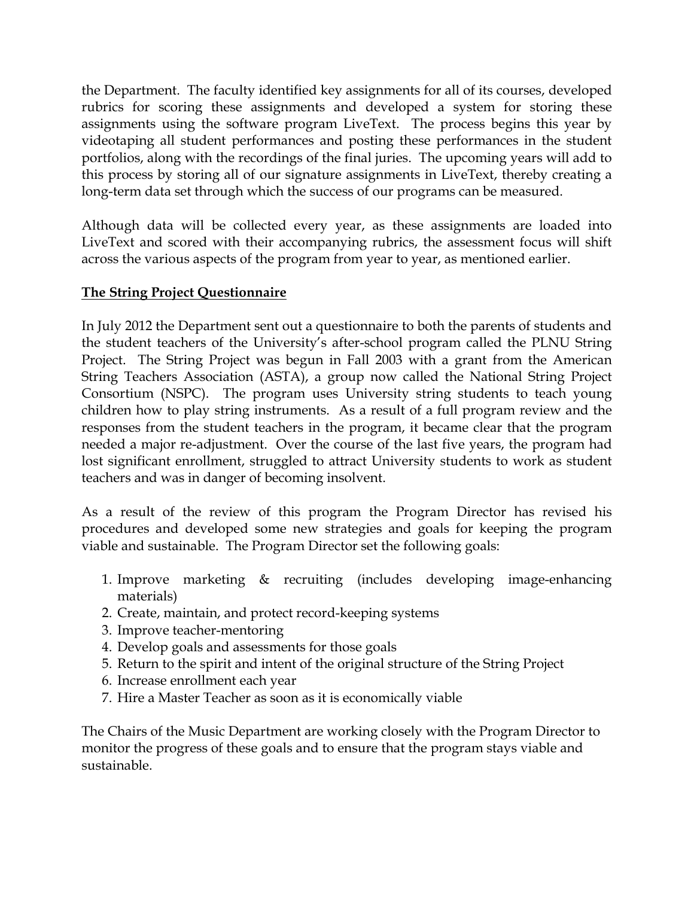the Department. The faculty identified key assignments for all of its courses, developed rubrics for scoring these assignments and developed a system for storing these assignments using the software program LiveText. The process begins this year by videotaping all student performances and posting these performances in the student portfolios, along with the recordings of the final juries. The upcoming years will add to this process by storing all of our signature assignments in LiveText, thereby creating a long-term data set through which the success of our programs can be measured.

Although data will be collected every year, as these assignments are loaded into LiveText and scored with their accompanying rubrics, the assessment focus will shift across the various aspects of the program from year to year, as mentioned earlier.

**The String Project Questionnaire**

In July 2012 the Department sent out a questionnaire to both the parents of students and the student teachers of the University's after-school program called the PLNU String Project. The String Project was begun in Fall 2003 with a grant from the American String Teachers Association (ASTA), a group now called the National String Project Consortium (NSPC). The program uses University string students to teach young children how to play string instruments. As a result of a full program review and the responses from the student teachers in the program, it became clear that the program needed a major re-adjustment. Over the course of the last five years, the program had lost significant enrollment, struggled to attract University students to work as student teachers and was in danger of becoming insolvent.

As a result of the review of this program the Program Director has revised his procedures and developed some new strategies and goals for keeping the program viable and sustainable. The Program Director set the following goals:

1. Improve marketing & recruiting (includes developing image-enhancing materials)
2. Create, maintain, and protect record-keeping systems
3. Improve teacher-mentoring
4. Develop goals and assessments for those goals
5. Return to the spirit and intent of the original structure of the String Project
6. Increase enrollment each year
7. Hire a Master Teacher as soon as it is economically viable

The Chairs of the Music Department are working closely with the Program Director to monitor the progress of these goals and to ensure that the program stays viable and sustainable.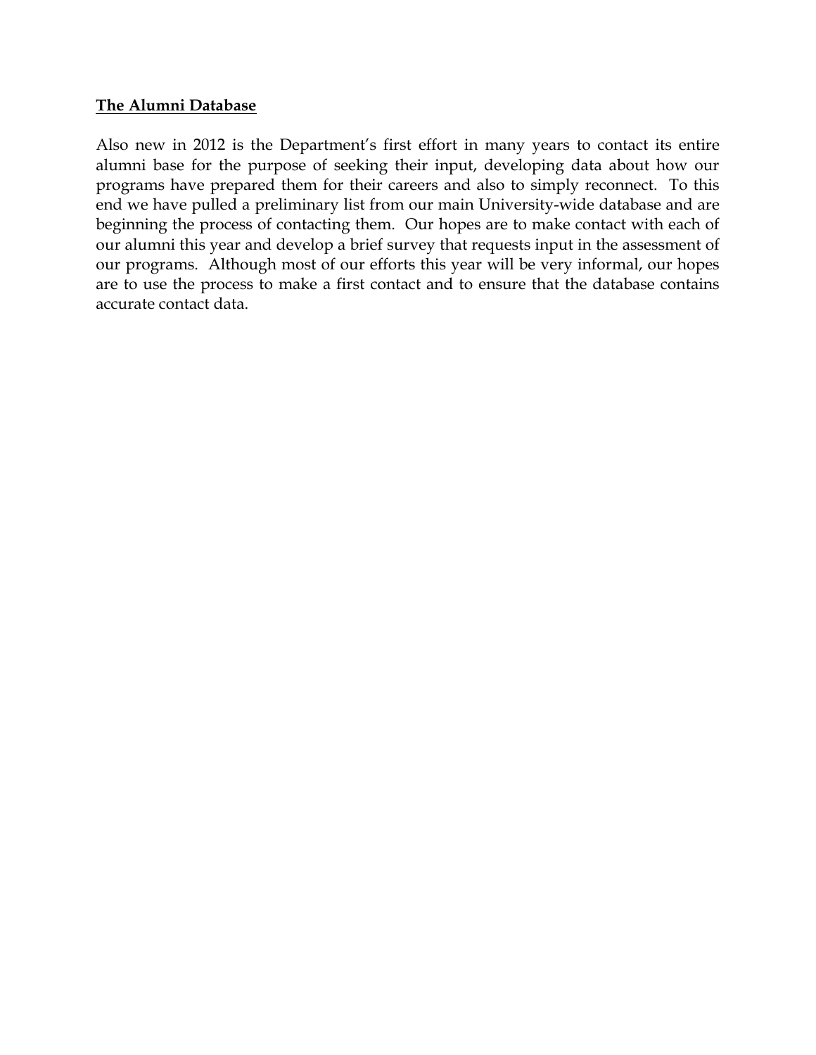**The Alumni Database**

Also new in 2012 is the Department's first effort in many years to contact its entire alumni base for the purpose of seeking their input, developing data about how our programs have prepared them for their careers and also to simply reconnect. To this end we have pulled a preliminary list from our main University-wide database and are beginning the process of contacting them. Our hopes are to make contact with each of our alumni this year and develop a brief survey that requests input in the assessment of our programs. Although most of our efforts this year will be very informal, our hopes are to use the process to make a first contact and to ensure that the database contains accurate contact data.